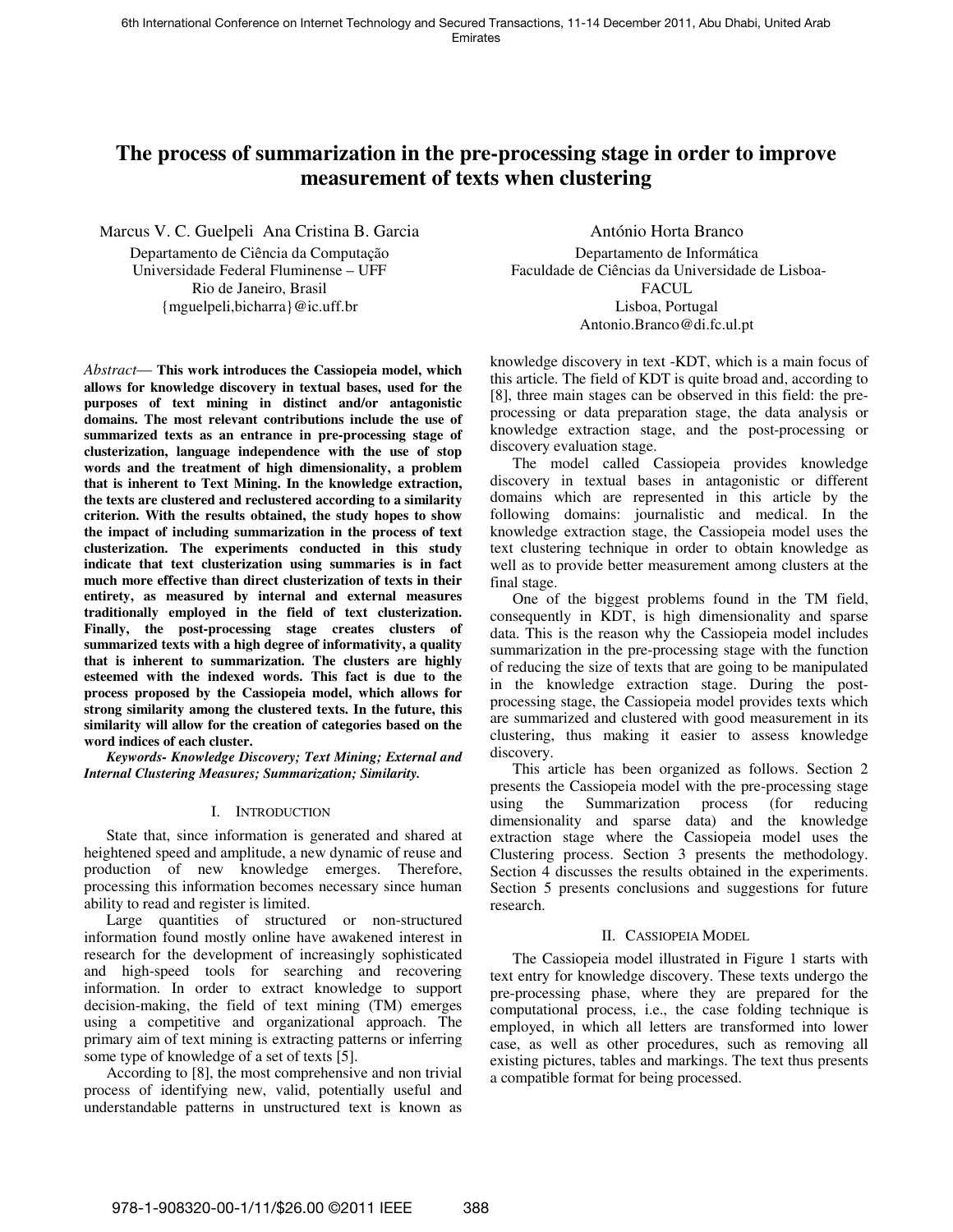# The process of summarization in the pre-processing stage in order to improve measurement of texts when clustering

Marcus V. C. Guelpeli Ana Cristina B. Garcia
Departamento de Ciência da Computação
Universidade Federal Fluminense – UFF
Rio de Janeiro, Brasil
{mguelpeli,bicharra}@ic.uff.br

António Horta Branco
Departamento de Informática
Faculdade de Ciências da Universidade de Lisboa- FACUL
Lisboa, Portugal
Antonio.Branco@di.fc.ul.pt

*Abstract*— **This work introduces the Cassiopeia model, which allows for knowledge discovery in textual bases, used for the purposes of text mining in distinct and/or antagonistic domains. The most relevant contributions include the use of summarized texts as an entrance in pre-processing stage of clusterization, language independence with the use of stop words and the treatment of high dimensionality, a problem that is inherent to Text Mining. In the knowledge extraction, the texts are clustered and reclustered according to a similarity criterion. With the results obtained, the study hopes to show the impact of including summarization in the process of text clusterization. The experiments conducted in this study indicate that text clusterization using summaries is in fact much more effective than direct clusterization of texts in their entirety, as measured by internal and external measures traditionally employed in the field of text clusterization. Finally, the post-processing stage creates clusters of summarized texts with a high degree of informativity, a quality that is inherent to summarization. The clusters are highly esteemed with the indexed words. This fact is due to the process proposed by the Cassiopeia model, which allows for strong similarity among the clustered texts. In the future, this similarity will allow for the creation of categories based on the word indices of each cluster.**

***Keywords- Knowledge Discovery; Text Mining; External and Internal Clustering Measures; Summarization; Similarity.***

## I. INTRODUCTION

State that, since information is generated and shared at heightened speed and amplitude, a new dynamic of reuse and production of new knowledge emerges. Therefore, processing this information becomes necessary since human ability to read and register is limited.

Large quantities of structured or non-structured information found mostly online have awakened interest in research for the development of increasingly sophisticated and high-speed tools for searching and recovering information. In order to extract knowledge to support decision-making, the field of text mining (TM) emerges using a competitive and organizational approach. The primary aim of text mining is extracting patterns or inferring some type of knowledge of a set of texts [5].

According to [8], the most comprehensive and non trivial process of identifying new, valid, potentially useful and understandable patterns in unstructured text is known as knowledge discovery in text -KDT, which is a main focus of this article. The field of KDT is quite broad and, according to [8], three main stages can be observed in this field: the pre-processing or data preparation stage, the data analysis or knowledge extraction stage, and the post-processing or discovery evaluation stage.

The model called Cassiopeia provides knowledge discovery in textual bases in antagonistic or different domains which are represented in this article by the following domains: journalistic and medical. In the knowledge extraction stage, the Cassiopeia model uses the text clustering technique in order to obtain knowledge as well as to provide better measurement among clusters at the final stage.

One of the biggest problems found in the TM field, consequently in KDT, is high dimensionality and sparse data. This is the reason why the Cassiopeia model includes summarization in the pre-processing stage with the function of reducing the size of texts that are going to be manipulated in the knowledge extraction stage. During the post-processing stage, the Cassiopeia model provides texts which are summarized and clustered with good measurement in its clustering, thus making it easier to assess knowledge discovery.

This article has been organized as follows. Section 2 presents the Cassiopeia model with the pre-processing stage using the Summarization process (for reducing dimensionality and sparse data) and the knowledge extraction stage where the Cassiopeia model uses the Clustering process. Section 3 presents the methodology. Section 4 discusses the results obtained in the experiments. Section 5 presents conclusions and suggestions for future research.

## II. CASSIOPEIA MODEL

The Cassiopeia model illustrated in Figure 1 starts with text entry for knowledge discovery. These texts undergo the pre-processing phase, where they are prepared for the computational process, i.e., the case folding technique is employed, in which all letters are transformed into lower case, as well as other procedures, such as removing all existing pictures, tables and markings. The text thus presents a compatible format for being processed.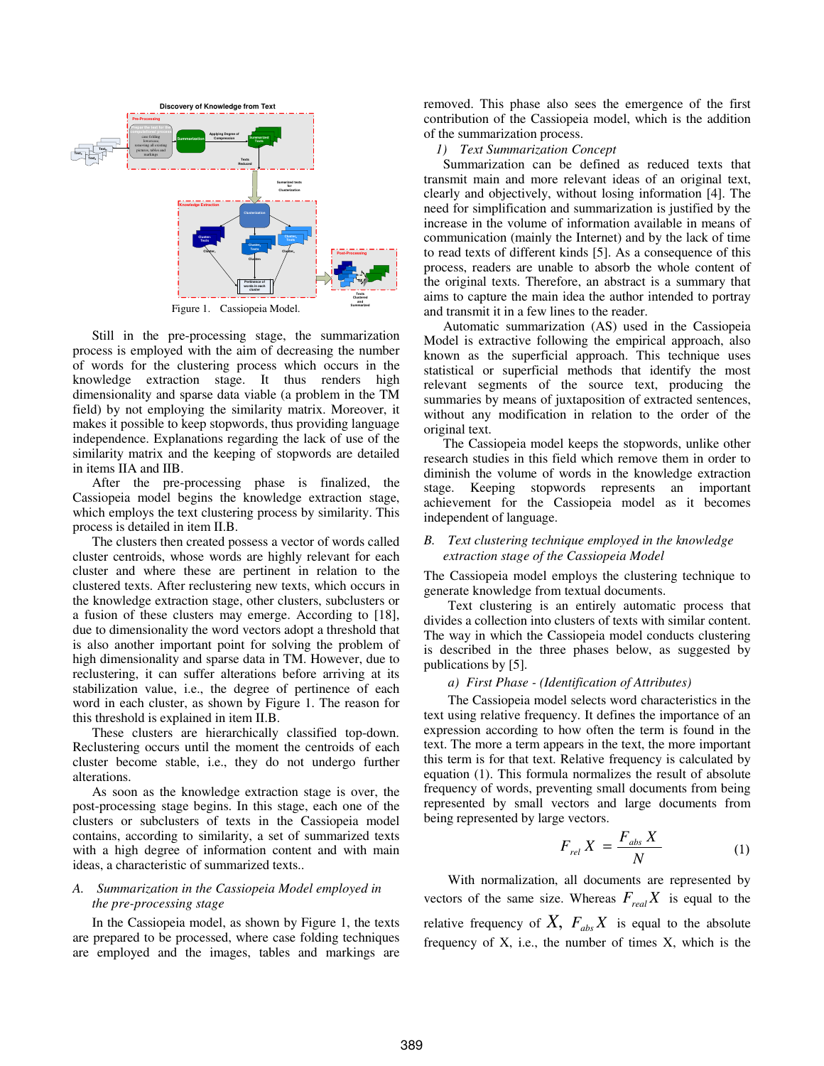Figure 1. Cassiopeia Model.

Still in the pre-processing stage, the summarization process is employed with the aim of decreasing the number of words for the clustering process which occurs in the knowledge extraction stage. It thus renders high dimensionality and sparse data viable (a problem in the TM field) by not employing the similarity matrix. Moreover, it makes it possible to keep stopwords, thus providing language independence. Explanations regarding the lack of use of the similarity matrix and the keeping of stopwords are detailed in items IIA and IIB.

After the pre-processing phase is finalized, the Cassiopeia model begins the knowledge extraction stage, which employs the text clustering process by similarity. This process is detailed in item II.B.

The clusters then created possess a vector of words called cluster centroids, whose words are highly relevant for each cluster and where these are pertinent in relation to the clustered texts. After reclustering new texts, which occurs in the knowledge extraction stage, other clusters, subclusters or a fusion of these clusters may emerge. According to [18], due to dimensionality the word vectors adopt a threshold that is also another important point for solving the problem of high dimensionality and sparse data in TM. However, due to reclustering, it can suffer alterations before arriving at its stabilization value, i.e., the degree of pertinence of each word in each cluster, as shown by Figure 1. The reason for this threshold is explained in item II.B.

These clusters are hierarchically classified top-down. Reclustering occurs until the moment the centroids of each cluster become stable, i.e., they do not undergo further alterations.

As soon as the knowledge extraction stage is over, the post-processing stage begins. In this stage, each one of the clusters or subclusters of texts in the Cassiopeia model contains, according to similarity, a set of summarized texts with a high degree of information content and with main ideas, a characteristic of summarized texts..

### A. *Summarization in the Cassiopeia Model employed in the pre-processing stage*

In the Cassiopeia model, as shown by Figure 1, the texts are prepared to be processed, where case folding techniques are employed and the images, tables and markings are removed. This phase also sees the emergence of the first contribution of the Cassiopeia model, which is the addition of the summarization process.

*1) Text Summarization Concept*

Summarization can be defined as reduced texts that transmit main and more relevant ideas of an original text, clearly and objectively, without losing information [4]. The need for simplification and summarization is justified by the increase in the volume of information available in means of communication (mainly the Internet) and by the lack of time to read texts of different kinds [5]. As a consequence of this process, readers are unable to absorb the whole content of the original texts. Therefore, an abstract is a summary that aims to capture the main idea the author intended to portray and transmit it in a few lines to the reader.

Automatic summarization (AS) used in the Cassiopeia Model is extractive following the empirical approach, also known as the superficial approach. This technique uses statistical or superficial methods that identify the most relevant segments of the source text, producing the summaries by means of juxtaposition of extracted sentences, without any modification in relation to the order of the original text.

The Cassiopeia model keeps the stopwords, unlike other research studies in this field which remove them in order to diminish the volume of words in the knowledge extraction stage. Keeping stopwords represents an important achievement for the Cassiopeia model as it becomes independent of language.

### B. *Text clustering technique employed in the knowledge extraction stage of the Cassiopeia Model*

The Cassiopeia model employs the clustering technique to generate knowledge from textual documents.

Text clustering is an entirely automatic process that divides a collection into clusters of texts with similar content. The way in which the Cassiopeia model conducts clustering is described in the three phases below, as suggested by publications by [5].

*a) First Phase - (Identification of Attributes)*

The Cassiopeia model selects word characteristics in the text using relative frequency. It defines the importance of an expression according to how often the term is found in the text. The more a term appears in the text, the more important this term is for that text. Relative frequency is calculated by equation (1). This formula normalizes the result of absolute frequency of words, preventing small documents from being represented by small vectors and large documents from being represented by large vectors.

$$F_{rel}\, X = \frac{F_{abs}\, X}{N} \qquad (1)$$

With normalization, all documents are represented by vectors of the same size. Whereas $F_{real} X$ is equal to the relative frequency of $X$, $F_{abs} X$ is equal to the absolute frequency of X, i.e., the number of times X, which is the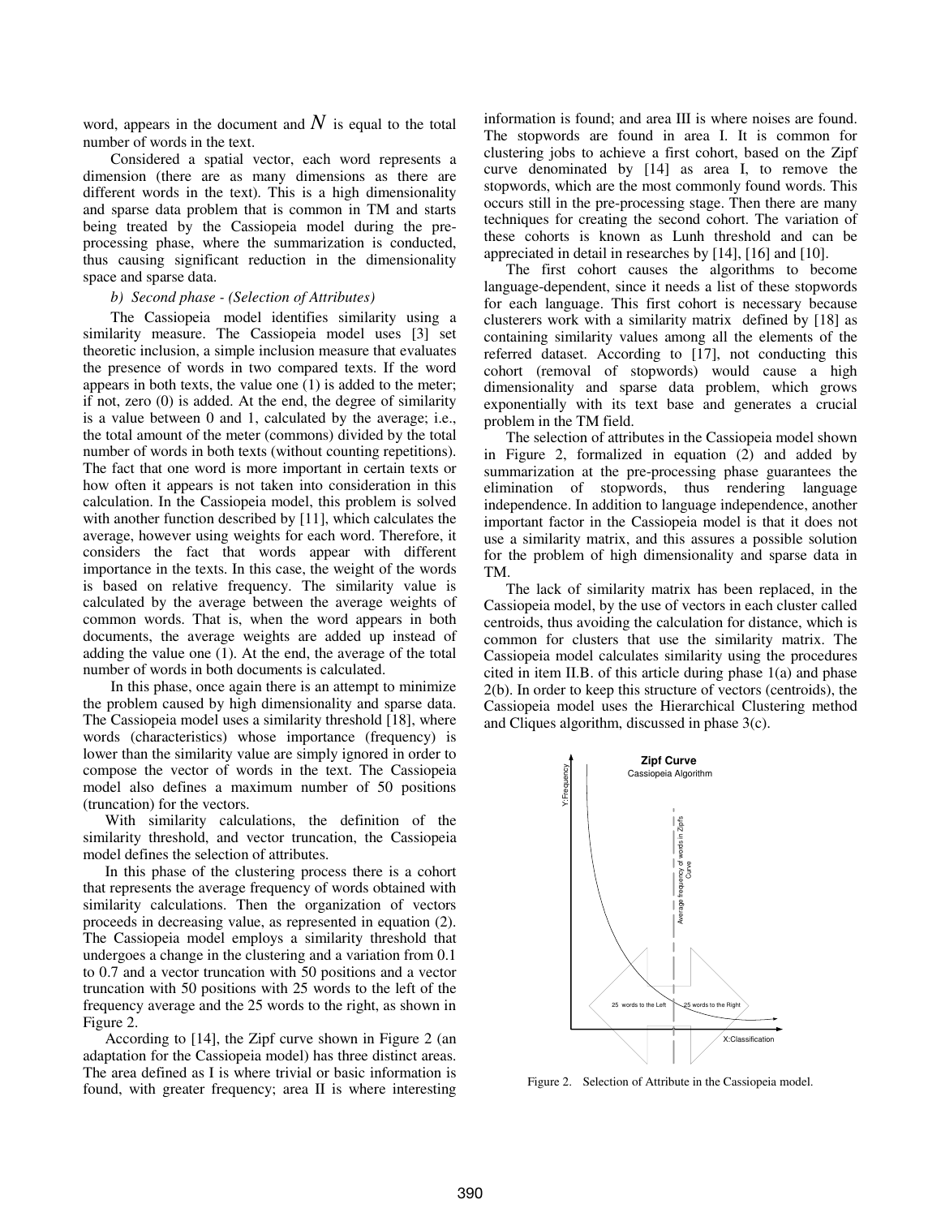word, appears in the document and $N$ is equal to the total number of words in the text.

Considered a spatial vector, each word represents a dimension (there are as many dimensions as there are different words in the text). This is a high dimensionality and sparse data problem that is common in TM and starts being treated by the Cassiopeia model during the pre-processing phase, where the summarization is conducted, thus causing significant reduction in the dimensionality space and sparse data.

*b) Second phase - (Selection of Attributes)*

The Cassiopeia model identifies similarity using a similarity measure. The Cassiopeia model uses [3] set theoretic inclusion, a simple inclusion measure that evaluates the presence of words in two compared texts. If the word appears in both texts, the value one (1) is added to the meter; if not, zero (0) is added. At the end, the degree of similarity is a value between 0 and 1, calculated by the average; i.e., the total amount of the meter (commons) divided by the total number of words in both texts (without counting repetitions). The fact that one word is more important in certain texts or how often it appears is not taken into consideration in this calculation. In the Cassiopeia model, this problem is solved with another function described by [11], which calculates the average, however using weights for each word. Therefore, it considers the fact that words appear with different importance in the texts. In this case, the weight of the words is based on relative frequency. The similarity value is calculated by the average between the average weights of common words. That is, when the word appears in both documents, the average weights are added up instead of adding the value one (1). At the end, the average of the total number of words in both documents is calculated.

In this phase, once again there is an attempt to minimize the problem caused by high dimensionality and sparse data. The Cassiopeia model uses a similarity threshold [18], where words (characteristics) whose importance (frequency) is lower than the similarity value are simply ignored in order to compose the vector of words in the text. The Cassiopeia model also defines a maximum number of 50 positions (truncation) for the vectors.

With similarity calculations, the definition of the similarity threshold, and vector truncation, the Cassiopeia model defines the selection of attributes.

In this phase of the clustering process there is a cohort that represents the average frequency of words obtained with similarity calculations. Then the organization of vectors proceeds in decreasing value, as represented in equation (2). The Cassiopeia model employs a similarity threshold that undergoes a change in the clustering and a variation from 0.1 to 0.7 and a vector truncation with 50 positions and a vector truncation with 50 positions with 25 words to the left of the frequency average and the 25 words to the right, as shown in Figure 2.

According to [14], the Zipf curve shown in Figure 2 (an adaptation for the Cassiopeia model) has three distinct areas. The area defined as I is where trivial or basic information is found, with greater frequency; area II is where interesting information is found; and area III is where noises are found. The stopwords are found in area I. It is common for clustering jobs to achieve a first cohort, based on the Zipf curve denominated by [14] as area I, to remove the stopwords, which are the most commonly found words. This occurs still in the pre-processing stage. Then there are many techniques for creating the second cohort. The variation of these cohorts is known as Lunh threshold and can be appreciated in detail in researches by [14], [16] and [10].

The first cohort causes the algorithms to become language-dependent, since it needs a list of these stopwords for each language. This first cohort is necessary because clusterers work with a similarity matrix defined by [18] as containing similarity values among all the elements of the referred dataset. According to [17], not conducting this cohort (removal of stopwords) would cause a high dimensionality and sparse data problem, which grows exponentially with its text base and generates a crucial problem in the TM field.

The selection of attributes in the Cassiopeia model shown in Figure 2, formalized in equation (2) and added by summarization at the pre-processing phase guarantees the elimination of stopwords, thus rendering language independence. In addition to language independence, another important factor in the Cassiopeia model is that it does not use a similarity matrix, and this assures a possible solution for the problem of high dimensionality and sparse data in TM.

The lack of similarity matrix has been replaced, in the Cassiopeia model, by the use of vectors in each cluster called centroids, thus avoiding the calculation for distance, which is common for clusters that use the similarity matrix. The Cassiopeia model calculates similarity using the procedures cited in item II.B. of this article during phase 1(a) and phase 2(b). In order to keep this structure of vectors (centroids), the Cassiopeia model uses the Hierarchical Clustering method and Cliques algorithm, discussed in phase 3(c).

Figure 2. Selection of Attribute in the Cassiopeia model.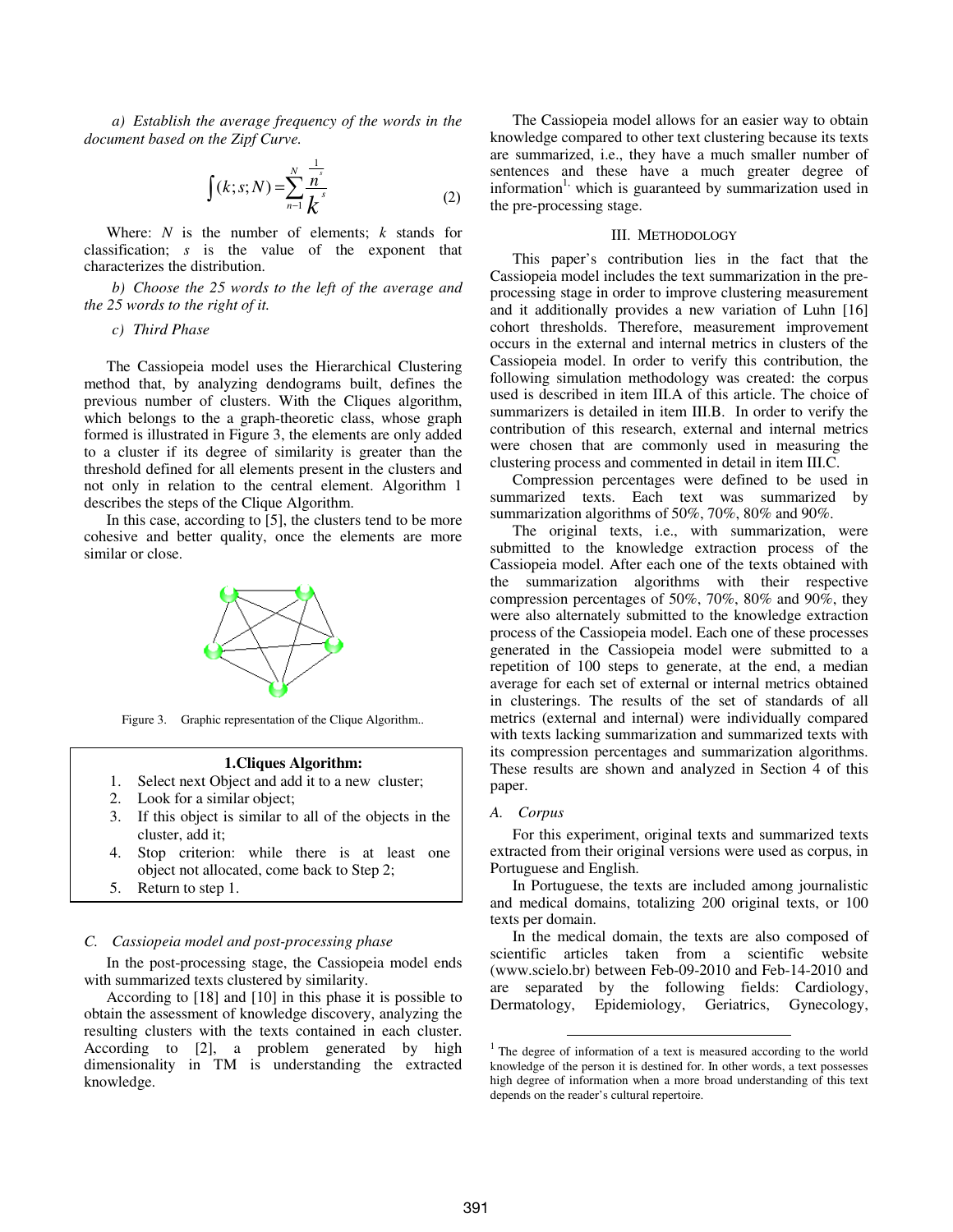*a) Establish the average frequency of the words in the document based on the Zipf Curve.*

$$\int (k;s;N) = \sum_{n=1}^{N} \frac{n^{\frac{1}{s}}}{k^{s}} \tag{2}$$

Where: $N$ is the number of elements; $k$ stands for classification; $s$ is the value of the exponent that characterizes the distribution.

*b) Choose the 25 words to the left of the average and the 25 words to the right of it.*

*c) Third Phase*

The Cassiopeia model uses the Hierarchical Clustering method that, by analyzing dendograms built, defines the previous number of clusters. With the Cliques algorithm, which belongs to a graph-theoretic class, whose graph formed is illustrated in Figure 3, the elements are only added to a cluster if its degree of similarity is greater than the threshold defined for all elements present in the clusters and not only in relation to the central element. Algorithm 1 describes the steps of the Clique Algorithm.

In this case, according to [5], the clusters tend to be more cohesive and better quality, once the elements are more similar or close.

Figure 3. Graphic representation of the Clique Algorithm..

**1.Cliques Algorithm:**

1. Select next Object and add it to a new cluster;
2. Look for a similar object;
3. If this object is similar to all of the objects in the cluster, add it;
4. Stop criterion: while there is at least one object not allocated, come back to Step 2;
5. Return to step 1.

### *C. Cassiopeia model and post-processing phase*

In the post-processing stage, the Cassiopeia model ends with summarized texts clustered by similarity.

According to [18] and [10] in this phase it is possible to obtain the assessment of knowledge discovery, analyzing the resulting clusters with the texts contained in each cluster. According to [2], a problem generated by high dimensionality in TM is understanding the extracted knowledge.

The Cassiopeia model allows for an easier way to obtain knowledge compared to other text clustering because its texts are summarized, i.e., they have a much smaller number of sentences and these have a much greater degree of information[1], which is guaranteed by summarization used in the pre-processing stage.

## III. Methodology

This paper's contribution lies in the fact that the Cassiopeia model includes the text summarization in the pre-processing stage in order to improve clustering measurement and it additionally provides a new variation of Luhn [16] cohort thresholds. Therefore, measurement improvement occurs in the external and internal metrics in clusters of the Cassiopeia model. In order to verify this contribution, the following simulation methodology was created: the corpus used is described in item III.A of this article. The choice of summarizers is detailed in item III.B. In order to verify the contribution of this research, external and internal metrics were chosen that are commonly used in measuring the clustering process and commented in detail in item III.C.

Compression percentages were defined to be used in summarized texts. Each text was summarized by summarization algorithms of 50%, 70%, 80% and 90%.

The original texts, i.e., with summarization, were submitted to the knowledge extraction process of the Cassiopeia model. After each one of the texts obtained with the summarization algorithms with their respective compression percentages of 50%, 70%, 80% and 90%, they were also alternately submitted to the knowledge extraction process of the Cassiopeia model. Each one of these processes generated in the Cassiopeia model were submitted to a repetition of 100 steps to generate, at the end, a median average for each set of external or internal metrics obtained in clusterings. The results of the set of standards of all metrics (external and internal) were individually compared with texts lacking summarization and summarized texts with its compression percentages and summarization algorithms. These results are shown and analyzed in Section 4 of this paper.

### *A. Corpus*

For this experiment, original texts and summarized texts extracted from their original versions were used as corpus, in Portuguese and English.

In Portuguese, the texts are included among journalistic and medical domains, totalizing 200 original texts, or 100 texts per domain.

In the medical domain, the texts are also composed of scientific articles taken from a scientific website (www.scielo.br) between Feb-09-2010 and Feb-14-2010 and are separated by the following fields: Cardiology, Dermatology, Epidemiology, Geriatrics, Gynecology,

[1] The degree of information of a text is measured according to the world knowledge of the person it is destined for. In other words, a text possesses high degree of information when a more broad understanding of this text depends on the reader's cultural repertoire.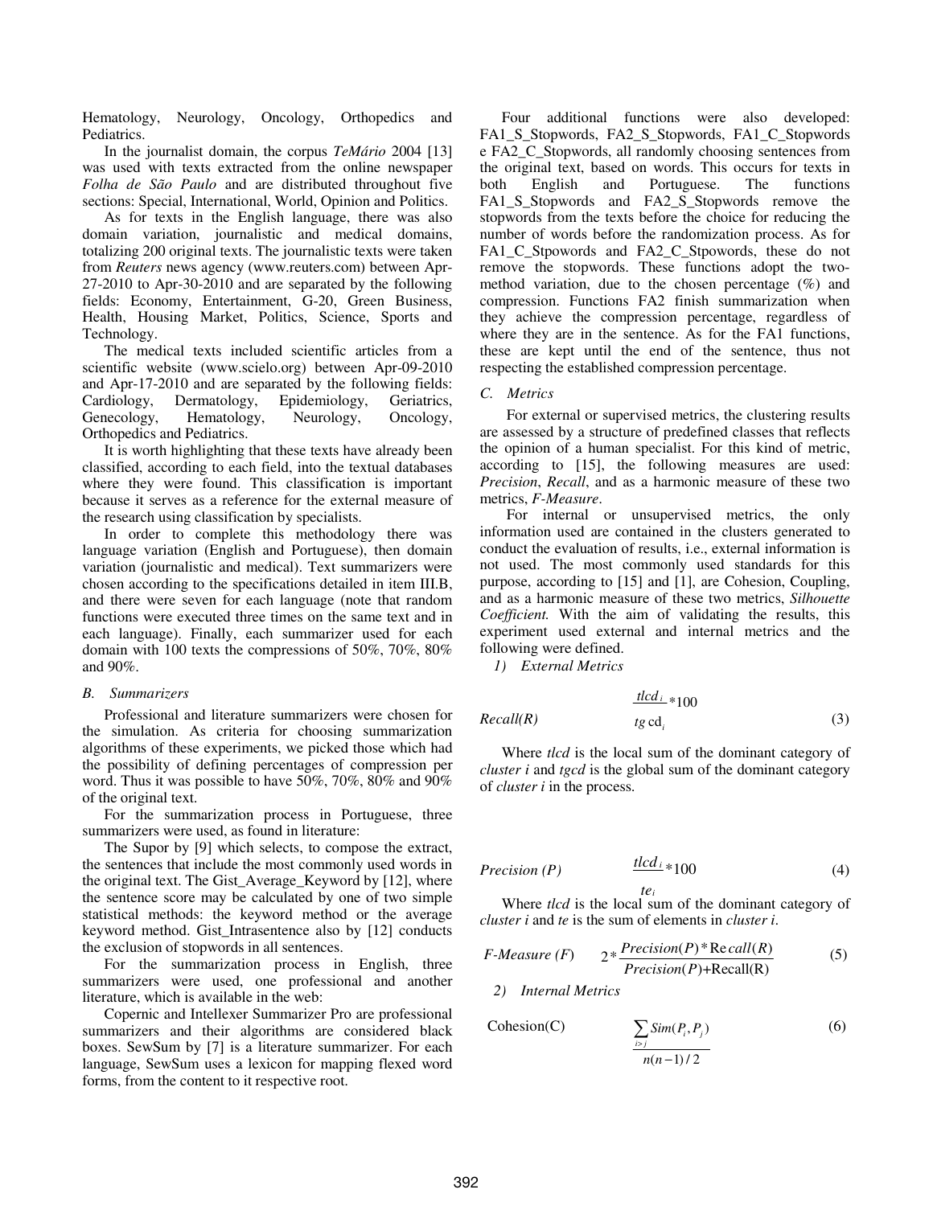Hematology, Neurology, Oncology, Orthopedics and Pediatrics.

In the journalist domain, the corpus *TeMário* 2004 [13] was used with texts extracted from the online newspaper *Folha de São Paulo* and are distributed throughout five sections: Special, International, World, Opinion and Politics.

As for texts in the English language, there was also domain variation, journalistic and medical domains, totalizing 200 original texts. The journalistic texts were taken from *Reuters* news agency (www.reuters.com) between Apr-27-2010 to Apr-30-2010 and are separated by the following fields: Economy, Entertainment, G-20, Green Business, Health, Housing Market, Politics, Science, Sports and Technology.

The medical texts included scientific articles from a scientific website (www.scielo.org) between Apr-09-2010 and Apr-17-2010 and are separated by the following fields: Cardiology, Dermatology, Epidemiology, Geriatrics, Genecology, Hematology, Neurology, Oncology, Orthopedics and Pediatrics.

It is worth highlighting that these texts have already been classified, according to each field, into the textual databases where they were found. This classification is important because it serves as a reference for the external measure of the research using classification by specialists.

In order to complete this methodology there was language variation (English and Portuguese), then domain variation (journalistic and medical). Text summarizers were chosen according to the specifications detailed in item III.B, and there were seven for each language (note that random functions were executed three times on the same text and in each language). Finally, each summarizer used for each domain with 100 texts the compressions of 50%, 70%, 80% and 90%.

### B. Summarizers

Professional and literature summarizers were chosen for the simulation. As criteria for choosing summarization algorithms of these experiments, we picked those which had the possibility of defining percentages of compression per word. Thus it was possible to have 50%, 70%, 80% and 90% of the original text.

For the summarization process in Portuguese, three summarizers were used, as found in literature:

The Supor by [9] which selects, to compose the extract, the sentences that include the most commonly used words in the original text. The Gist_Average_Keyword by [12], where the sentence score may be calculated by one of two simple statistical methods: the keyword method or the average keyword method. Gist_Intrasentence also by [12] conducts the exclusion of stopwords in all sentences.

For the summarization process in English, three summarizers were used, one professional and another literature, which is available in the web:

Copernic and Intellexer Summarizer Pro are professional summarizers and their algorithms are considered black boxes. SewSum by [7] is a literature summarizer. For each language, SewSum uses a lexicon for mapping flexed word forms, from the content to it respective root.

Four additional functions were also developed: FA1_S_Stopwords, FA2_S_Stopwords, FA1_C_Stopwords e FA2_C_Stopwords, all randomly choosing sentences from the original text, based on words. This occurs for texts in both English and Portuguese. The functions FA1_S_Stopwords and FA2_S_Stopwords remove the stopwords from the texts before the choice for reducing the number of words before the randomization process. As for FA1_C_Stpowords and FA2_C_Stpowords, these do not remove the stopwords. These functions adopt the two-method variation, due to the chosen percentage (%) and compression. Functions FA2 finish summarization when they achieve the compression percentage, regardless of where they are in the sentence. As for the FA1 functions, these are kept until the end of the sentence, thus not respecting the established compression percentage.

### C. Metrics

For external or supervised metrics, the clustering results are assessed by a structure of predefined classes that reflects the opinion of a human specialist. For this kind of metric, according to [15], the following measures are used: *Precision*, *Recall*, and as a harmonic measure of these two metrics, *F-Measure*.

For internal or unsupervised metrics, the only information used are contained in the clusters generated to conduct the evaluation of results, i.e., external information is not used. The most commonly used standards for this purpose, according to [15] and [1], are Cohesion, Coupling, and as a harmonic measure of these two metrics, *Silhouette Coefficient.* With the aim of validating the results, this experiment used external and internal metrics and the following were defined.

#### 1) External Metrics

$$Recall(R) \qquad \frac{tlcd_i}{tgcd_i} * 100 \tag{3}$$

Where *tlcd* is the local sum of the dominant category of *cluster i* and *tgcd* is the global sum of the dominant category of *cluster i* in the process.

$$Precision\ (P) \qquad \frac{tlcd_i}{te_i} * 100 \tag{4}$$

Where *tlcd* is the local sum of the dominant category of *cluster i* and *te* is the sum of elements in *cluster i*.

$$F\text{-}Measure\ (F) \qquad 2 * \frac{Precision(P) * Recall(R)}{Precision(P) + Recall(R)} \tag{5}$$

#### 2) Internal Metrics

$$\text{Cohesion(C)} \qquad \frac{\sum_{i>j} Sim(P_i, P_j)}{n(n-1)/2} \tag{6}$$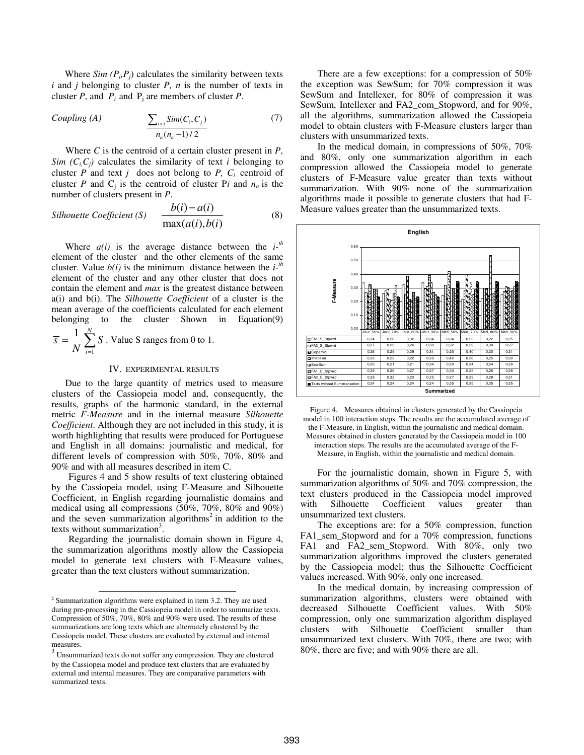Where $Sim(P_i, P_j)$ calculates the similarity between texts $i$ and $j$ belonging to cluster $P$, $n$ is the number of texts in cluster $P$, and $P_i$ and $P_j$ are members of cluster $P$.

$$\text{Coupling (A)} \qquad \frac{\sum_{i>j} Sim(C_i, C_j)}{n_a(n_a - 1)/2} \tag{7}$$

Where $C$ is the centroid of a certain cluster present in $P$, $Sim(C_i, C_j)$ calculates the similarity of text $i$ belonging to cluster $P$ and text $j$ does not belong to $P$, $C_i$ centroid of cluster $P$ and $C_j$ is the centroid of cluster P$i$ and $n_a$ is the number of clusters present in $P$.

$$\text{Silhouette Coefficient (S)} \qquad \frac{b(i) - a(i)}{\max(a(i), b(i))} \tag{8}$$

Where $a(i)$ is the average distance between the $i$-$^{th}$ element of the cluster and the other elements of the same cluster. Value $b(i)$ is the minimum distance between the $i$-$^{th}$ element of the cluster and any other cluster that does not contain the element and *max* is the greatest distance between a(i) and b(i). The *Silhouette Coefficient* of a cluster is the mean average of the coefficients calculated for each element belonging to the cluster Shown in Equation(9) $\overline{s} = \frac{1}{N}\sum_{i=1}^{N} S$. Value S ranges from 0 to 1.

## IV. EXPERIMENTAL RESULTS

Due to the large quantity of metrics used to measure clusters of the Cassiopeia model and, consequently, the results, graphs of the harmonic standard, in the external metric *F-Measure* and in the internal measure *Silhouette Coefficient*. Although they are not included in this study, it is worth highlighting that results were produced for Portuguese and English in all domains: journalistic and medical, for different levels of compression with 50%, 70%, 80% and 90% and with all measures described in item C.

Figures 4 and 5 show results of text clustering obtained by the Cassiopeia model, using F-Measure and Silhouette Coefficient, in English regarding journalistic domains and medical using all compressions (50%, 70%, 80% and 90%) and the seven summarization algorithms[2] in addition to the texts without summarization[3].

Regarding the journalistic domain shown in Figure 4, the summarization algorithms mostly allow the Cassiopeia model to generate text clusters with F-Measure values, greater than the text clusters without summarization.

There are a few exceptions: for a compression of 50% the exception was SewSum; for 70% compression it was SewSum and Intellexer, for 80% of compression it was SewSum, Intellexer and FA2_com_Stopword, and for 90%, all the algorithms, summarization allowed the Cassiopeia model to obtain clusters with F-Measure clusters larger than clusters with unsummarized texts.

In the medical domain, in compressions of 50%, 70% and 80%, only one summarization algorithm in each compression allowed the Cassiopeia model to generate clusters of F-Measure value greater than texts without summarization. With 90% none of the summarization algorithms made it possible to generate clusters that had F-Measure values greater than the unsummarized texts.

**English**

| | Jour_50% | Jour_70% | Jour_80% | Jour_90% | Med_50% | Med_70% | Med_80% | Med_90% |
|---|---|---|---|---|---|---|---|---|
| FA1_S_Stpwrd | 0,34 | 0,26 | 0,32 | 0,34 | 0,24 | 0,22 | 0,22 | 0,25 |
| FA2_S_Stpwrd | 0,27 | 0,29 | 0,26 | 0,30 | 0,32 | 0,29 | 0,30 | 0,27 |
| Copernic | 0,26 | 0,29 | 0,39 | 0,31 | 0,25 | 0,40 | 0,30 | 0,31 |
| Intellexer | 0,33 | 0,22 | 0,22 | 0,39 | 0,42 | 0,26 | 0,25 | 0,30 |
| SewSum | 0,20 | 0,21 | 0,21 | 0,34 | 0,20 | 0,34 | 0,54 | 0,28 |
| FA1_C_Stpwrd | 0,29 | 0,26 | 0,27 | 0,27 | 0,30 | 0,25 | 0,26 | 0,28 |
| FA2_C_Stpwrd | 0,29 | 0,32 | 0,23 | 0,25 | 0,27 | 0,29 | 0,28 | 0,31 |
| Texts without Summarization | 0,24 | 0,24 | 0,24 | 0,24 | 0,35 | 0,35 | 0,35 | 0,35 |

Figure 4. Measures obtained in clusters generated by the Cassiopeia model in 100 interaction steps. The results are the accumulated average of the F-Measure, in English, within the journalistic and medical domain. Measures obtained in clusters generated by the Cassiopeia model in 100 interaction steps. The results are the accumulated average of the F-Measure, in English, within the journalistic and medical domain.

For the journalistic domain, shown in Figure 5, with summarization algorithms of 50% and 70% compression, the text clusters produced in the Cassiopeia model improved with Silhouette Coefficient values greater than unsummarized text clusters.

The exceptions are: for a 50% compression, function FA1_sem_Stopword and for a 70% compression, functions FA1 and FA2_sem_Stopword. With 80%, only two summarization algorithms improved the clusters generated by the Cassiopeia model; thus the Silhouette Coefficient values increased. With 90%, only one increased.

In the medical domain, by increasing compression of summarization algorithms, clusters were obtained with decreased Silhouette Coefficient values. With 50% compression, only one summarization algorithm displayed clusters with Silhouette Coefficient smaller than unsummarized text clusters. With 70%, there are two; with 80%, there are five; and with 90% there are all.

---

[2] Summarization algorithms were explained in item 3.2. They are used during pre-processing in the Cassiopeia model in order to summarize texts. Compression of 50%, 70%, 80% and 90% were used. The results of these summarizations are long texts which are alternately clustered by the Cassiopeia model. These clusters are evaluated by external and internal measures.

[3] Unsummarized texts do not suffer any compression. They are clustered by the Cassiopeia model and produce text clusters that are evaluated by external and internal measures. They are comparative parameters with summarized texts.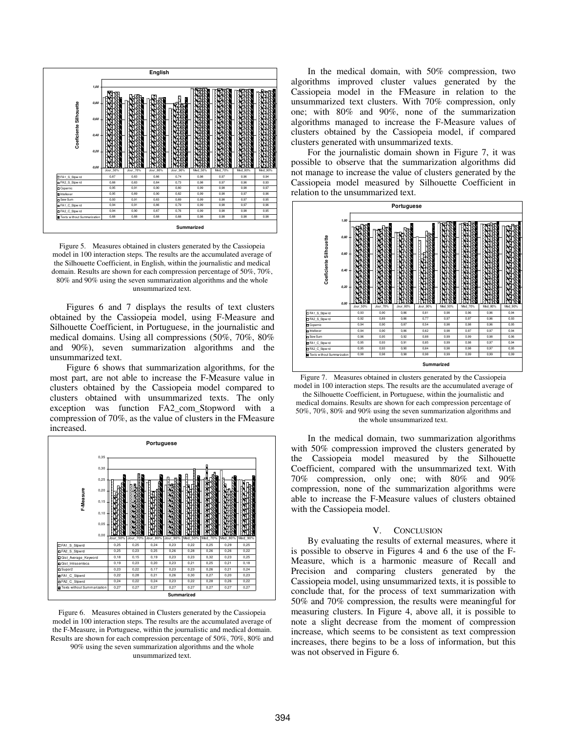**English**

| | Jour_50% | Jour_70% | Jour_80% | Jour_90% | Med_50% | Med_70% | Med_80% | Med_90% |
|---|---|---|---|---|---|---|---|---|
| FA1_S_Stpwrd | 0,87 | 0,83 | 0,86 | 0,74 | 0,98 | 0,97 | 0,96 | 0,94 |
| FA2_S_Stpwrd | 0,88 | 0,83 | 0,84 | 0,73 | 0,98 | 0,97 | 0,96 | 0,93 |
| Copernic | 0,95 | 0,91 | 0,90 | 0,80 | 0,99 | 0,98 | 0,98 | 0,97 |
| Intellexer | 0,95 | 0,89 | 0,90 | 0,82 | 0,99 | 0,98 | 0,97 | 0,96 |
| Sew Sum | 0,93 | 0,91 | 0,83 | 0,89 | 0,99 | 0,98 | 0,97 | 0,95 |
| FA1_C_Stpwrd | 0,94 | 0,91 | 0,86 | 0,79 | 0,99 | 0,98 | 0,97 | 0,96 |
| FA2_C_Stpwrd | 0,94 | 0,90 | 0,87 | 0,76 | 0,99 | 0,98 | 0,98 | 0,95 |
| Texts without Summarization | 0,88 | 0,88 | 0,88 | 0,88 | 0,98 | 0,98 | 0,98 | 0,98 |

Figure 5. Measures obtained in clusters generated by the Cassiopeia model in 100 interaction steps. The results are the accumulated average of the Silhouette Coefficient, in English, within the journalistic and medical domain. Results are shown for each compression percentage of 50%, 70%, 80% and 90% using the seven summarization algorithms and the whole unsummarized text.

Figures 6 and 7 displays the results of text clusters obtained by the Cassiopeia model, using F-Measure and Silhouette Coefficient, in Portuguese, in the journalistic and medical domains. Using all compressions (50%, 70%, 80% and 90%), seven summarization algorithms and the unsummarized text.

Figure 6 shows that summarization algorithms, for the most part, are not able to increase the F-Measure value in clusters obtained by the Cassiopeia model compared to clusters obtained with unsummarized texts. The only exception was function FA2_com_Stopword with a compression of 70%, as the value of clusters in the FMeasure increased.

**Portuguese**

| | Jour_50% | Jour_70% | Jour_80% | Jour_90% | Med_50% | Med_70% | Med_80% | Med_90% |
|---|---|---|---|---|---|---|---|---|
| FA1_S_Stpwrd | 0,25 | 0,25 | 0,24 | 0,23 | 0,22 | 0,25 | 0,29 | 0,25 |
| FA2_S_Stpwrd | 0,25 | 0,23 | 0,25 | 0,26 | 0,28 | 0,26 | 0,26 | 0,22 |
| Gist_Average_Keyword | 0,18 | 0,15 | 0,19 | 0,23 | 0,23 | 0,32 | 0,23 | 0,25 |
| Gist_Intrasenteca | 0,19 | 0,23 | 0,20 | 0,23 | 0,21 | 0,25 | 0,21 | 0,18 |
| Supor2 | 0,23 | 0,22 | 0,17 | 0,23 | 0,23 | 0,26 | 0,21 | 0,24 |
| FA1_C_Stpwrd | 0,22 | 0,28 | 0,21 | 0,26 | 0,30 | 0,27 | 0,20 | 0,23 |
| FA2_C_Stpwrd | 0,24 | 0,22 | 0,24 | 0,23 | 0,22 | 0,28 | 0,26 | 0,22 |
| Texts without Summarization | 0,27 | 0,27 | 0,27 | 0,27 | 0,27 | 0,27 | 0,27 | 0,27 |

Figure 6. Measures obtained in Clusters generated by the Cassiopeia model in 100 interaction steps. The results are the accumulated average of the F-Measure, in Portuguese, within the journalistic and medical domain. Results are shown for each compression percentage of 50%, 70%, 80% and 90% using the seven summarization algorithms and the whole unsummarized text.

In the medical domain, with 50% compression, two algorithms improved cluster values generated by the Cassiopeia model in the FMeasure in relation to the unsummarized text clusters. With 70% compression, only one; with 80% and 90%, none of the summarization algorithms managed to increase the F-Measure values of clusters obtained by the Cassiopeia model, if compared clusters generated with unsummarized texts.

For the journalistic domain shown in Figure 7, it was possible to observe that the summarization algorithms did not manage to increase the value of clusters generated by the Cassiopeia model measured by Silhouette Coefficient in relation to the unsummarized text.

**Portuguese**

| | Jour_50% | Jour_70% | Jour_80% | Jour_90% | Med_50% | Med_70% | Med_80% | Med_90% |
|---|---|---|---|---|---|---|---|---|
| FA1_S_Stpwrd | 0,93 | 0,90 | 0,86 | 0,81 | 0,98 | 0,96 | 0,96 | 0,94 |
| FA2_S_Stpwrd | 0,92 | 0,89 | 0,86 | 0,77 | 0,97 | 0,97 | 0,96 | 0,93 |
| Copernic | 0,94 | 0,90 | 0,87 | 0,54 | 0,98 | 0,98 | 0,96 | 0,95 |
| Intellexer | 0,94 | 0,90 | 0,86 | 0,62 | 0,98 | 0,97 | 0,97 | 0,94 |
| Sew Sum | 0,96 | 0,95 | 0,92 | 0,88 | 0,99 | 0,99 | 0,98 | 0,96 |
| FA1_C_Stpwrd | 0,95 | 0,93 | 0,91 | 0,85 | 0,99 | 0,98 | 0,97 | 0,94 |
| FA2_C_Stpwrd | 0,95 | 0,93 | 0,90 | 0,84 | 0,98 | 0,98 | 0,97 | 0,95 |
| Texts without Summarization | 0,98 | 0,98 | 0,98 | 0,98 | 0,99 | 0,99 | 0,99 | 0,99 |

Figure 7. Measures obtained in clusters generated by the Cassiopeia model in 100 interaction steps. The results are the accumulated average of the Silhouette Coefficient, in Portuguese, within the journalistic and medical domains. Results are shown for each compression percentage of 50%, 70%, 80% and 90% using the seven summarization algorithms and the whole unsummarized text.

In the medical domain, two summarization algorithms with 50% compression improved the clusters generated by the Cassiopeia model measured by the Silhouette Coefficient, compared with the unsummarized text. With 70% compression, only one; with 80% and 90% compression, none of the summarization algorithms were able to increase the F-Measure values of clusters obtained with the Cassiopeia model.

## V. CONCLUSION

By evaluating the results of external measures, where it is possible to observe in Figures 4 and 6 the use of the F-Measure, which is a harmonic measure of Recall and Precision and comparing clusters generated by the Cassiopeia model, using unsummarized texts, it is possible to conclude that, for the process of text summarization with 50% and 70% compression, the results were meaningful for measuring clusters. In Figure 4, above all, it is possible to note a slight decrease from the moment of compression increase, which seems to be consistent as text compression increases, there begins to be a loss of information, but this was not observed in Figure 6.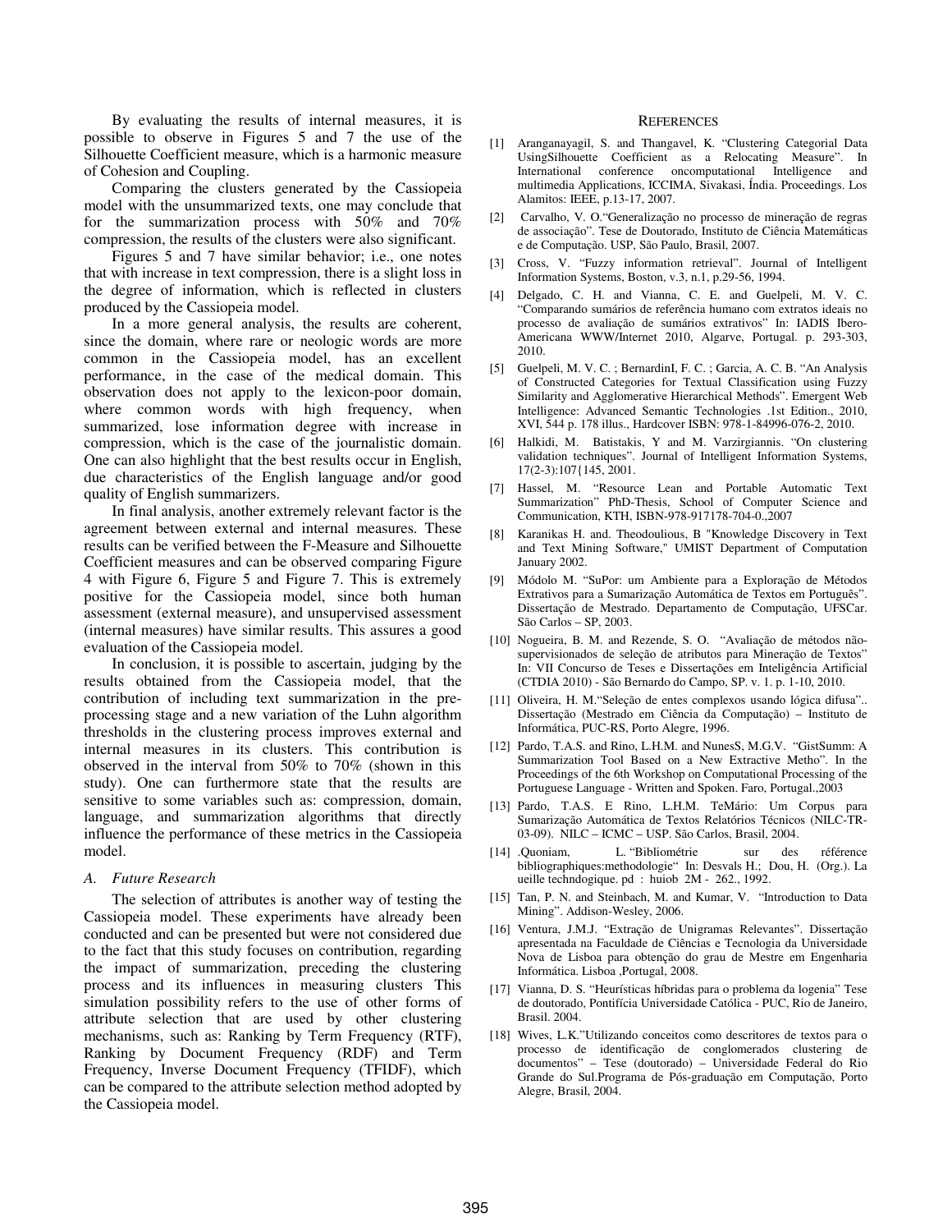By evaluating the results of internal measures, it is possible to observe in Figures 5 and 7 the use of the Silhouette Coefficient measure, which is a harmonic measure of Cohesion and Coupling.

Comparing the clusters generated by the Cassiopeia model with the unsummarized texts, one may conclude that for the summarization process with 50% and 70% compression, the results of the clusters were also significant.

Figures 5 and 7 have similar behavior; i.e., one notes that with increase in text compression, there is a slight loss in the degree of information, which is reflected in clusters produced by the Cassiopeia model.

In a more general analysis, the results are coherent, since the domain, where rare or neologic words are more common in the Cassiopeia model, has an excellent performance, in the case of the medical domain. This observation does not apply to the lexicon-poor domain, where common words with high frequency, when summarized, lose information degree with increase in compression, which is the case of the journalistic domain. One can also highlight that the best results occur in English, due characteristics of the English language and/or good quality of English summarizers.

In final analysis, another extremely relevant factor is the agreement between external and internal measures. These results can be verified between the F-Measure and Silhouette Coefficient measures and can be observed comparing Figure 4 with Figure 6, Figure 5 and Figure 7. This is extremely positive for the Cassiopeia model, since both human assessment (external measure), and unsupervised assessment (internal measures) have similar results. This assures a good evaluation of the Cassiopeia model.

In conclusion, it is possible to ascertain, judging by the results obtained from the Cassiopeia model, that the contribution of including text summarization in the pre-processing stage and a new variation of the Luhn algorithm thresholds in the clustering process improves external and internal measures in its clusters. This contribution is observed in the interval from 50% to 70% (shown in this study). One can furthermore state that the results are sensitive to some variables such as: compression, domain, language, and summarization algorithms that directly influence the performance of these metrics in the Cassiopeia model.

### *A. Future Research*

The selection of attributes is another way of testing the Cassiopeia model. These experiments have already been conducted and can be presented but were not considered due to the fact that this study focuses on contribution, regarding the impact of summarization, preceding the clustering process and its influences in measuring clusters This simulation possibility refers to the use of other forms of attribute selection that are used by other clustering mechanisms, such as: Ranking by Term Frequency (RTF), Ranking by Document Frequency (RDF) and Term Frequency, Inverse Document Frequency (TFIDF), which can be compared to the attribute selection method adopted by the Cassiopeia model.

## REFERENCES

[1] Aranganayagil, S. and Thangavel, K. "Clustering Categorial Data UsingSilhouette Coefficient as a Relocating Measure". In International conference oncomputational Intelligence and multimedia Applications, ICCIMA, Sivakasi, Índia. Proceedings. Los Alamitos: IEEE, p.13-17, 2007.

[2] Carvalho, V. O."Generalização no processo de mineração de regras de associação". Tese de Doutorado, Instituto de Ciência Matemáticas e de Computação. USP, São Paulo, Brasil, 2007.

[3] Cross, V. "Fuzzy information retrieval". Journal of Intelligent Information Systems, Boston, v.3, n.1, p.29-56, 1994.

[4] Delgado, C. H. and Vianna, C. E. and Guelpeli, M. V. C. "Comparando sumários de referência humano com extratos ideais no processo de avaliação de sumários extrativos" In: IADIS Ibero-Americana WWW/Internet 2010, Algarve, Portugal. p. 293-303, 2010.

[5] Guelpeli, M. V. C. ; BernardinI, F. C. ; Garcia, A. C. B. "An Analysis of Constructed Categories for Textual Classification using Fuzzy Similarity and Agglomerative Hierarchical Methods". Emergent Web Intelligence: Advanced Semantic Technologies .1st Edition., 2010, XVI, 544 p. 178 illus., Hardcover ISBN: 978-1-84996-076-2, 2010.

[6] Halkidi, M. Batistakis, Y and M. Varzirgiannis. "On clustering validation techniques". Journal of Intelligent Information Systems, 17(2-3):107{145, 2001.

[7] Hassel, M. "Resource Lean and Portable Automatic Text Summarization" PhD-Thesis, School of Computer Science and Communication, KTH, ISBN-978-917178-704-0.,2007

[8] Karanikas H. and. Theodoulious, B "Knowledge Discovery in Text and Text Mining Software," UMIST Department of Computation January 2002.

[9] Módolo M. "SuPor: um Ambiente para a Exploração de Métodos Extrativos para a Sumarização Automática de Textos em Português". Dissertação de Mestrado. Departamento de Computação, UFSCar. São Carlos – SP, 2003.

[10] Nogueira, B. M. and Rezende, S. O. "Avaliação de métodos não-supervisionados de seleção de atributos para Mineração de Textos" In: VII Concurso de Teses e Dissertações em Inteligência Artificial (CTDIA 2010) - São Bernardo do Campo, SP. v. 1. p. 1-10, 2010.

[11] Oliveira, H. M."Seleção de entes complexos usando lógica difusa".. Dissertação (Mestrado em Ciência da Computação) – Instituto de Informática, PUC-RS, Porto Alegre, 1996.

[12] Pardo, T.A.S. and Rino, L.H.M. and NunesS, M.G.V. "GistSumm: A Summarization Tool Based on a New Extractive Metho". In the Proceedings of the 6th Workshop on Computational Processing of the Portuguese Language - Written and Spoken. Faro, Portugal.,2003

[13] Pardo, T.A.S. E Rino, L.H.M. TeMário: Um Corpus para Sumarização Automática de Textos Relatórios Técnicos (NILC-TR-03-09). NILC – ICMC – USP. São Carlos, Brasil, 2004.

[14] .Quoniam, L. "Bibliométrie sur des référence bibliographiques:methodologie" In: Desvals H.; Dou, H. (Org.). La ueille techndogique. pd : huiob 2M - 262., 1992.

[15] Tan, P. N. and Steinbach, M. and Kumar, V. "Introduction to Data Mining". Addison-Wesley, 2006.

[16] Ventura, J.M.J. "Extração de Unigramas Relevantes". Dissertação apresentada na Faculdade de Ciências e Tecnologia da Universidade Nova de Lisboa para obtenção do grau de Mestre em Engenharia Informática. Lisboa ,Portugal, 2008.

[17] Vianna, D. S. "Heurísticas híbridas para o problema da logenia" Tese de doutorado, Pontifícia Universidade Católica - PUC, Rio de Janeiro, Brasil. 2004.

[18] Wives, L.K."Utilizando conceitos como descritores de textos para o processo de identificação de conglomerados clustering de documentos" – Tese (doutorado) – Universidade Federal do Rio Grande do Sul.Programa de Pós-graduação em Computação, Porto Alegre, Brasil, 2004.